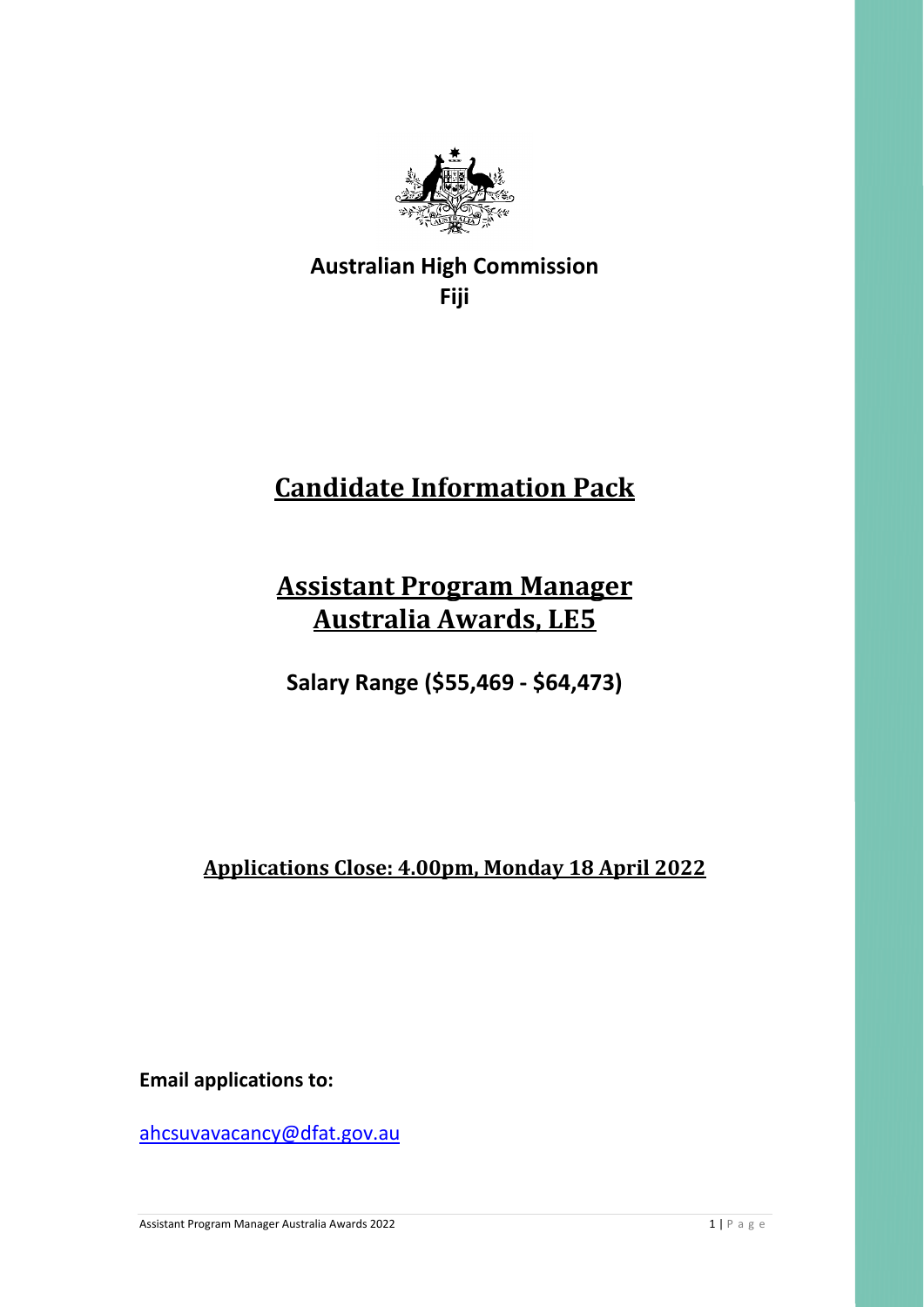**Australian High Commission**
**Fiji**

# Candidate Information Pack

# Assistant Program Manager
# Australia Awards, LE5

**Salary Range ($55,469 - $64,473)**

**Applications Close: 4.00pm, Monday 18 April 2022**

**Email applications to:**

ahcsuvavacancy@dfat.gov.au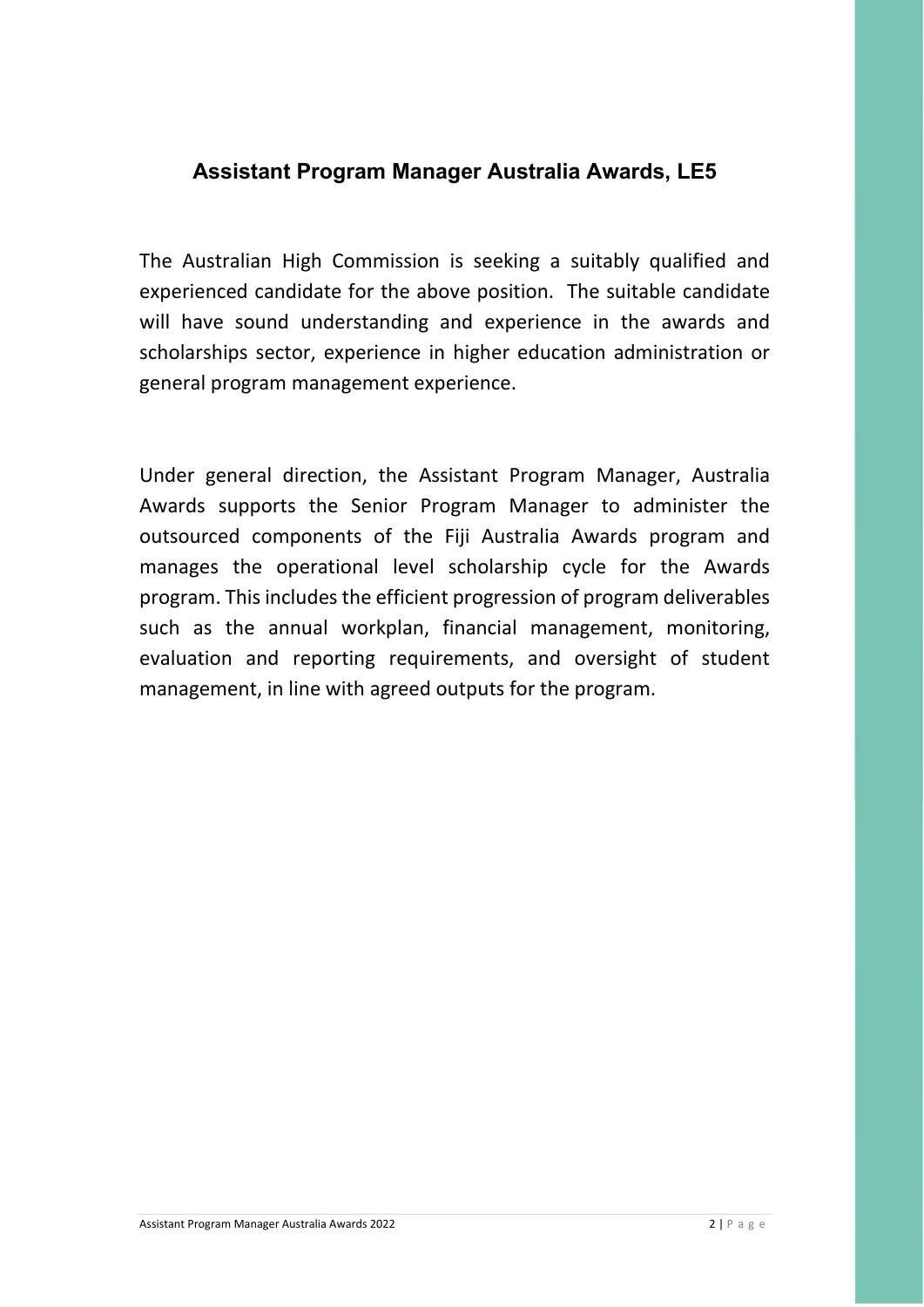## Assistant Program Manager Australia Awards, LE5

The Australian High Commission is seeking a suitably qualified and experienced candidate for the above position. The suitable candidate will have sound understanding and experience in the awards and scholarships sector, experience in higher education administration or general program management experience.

Under general direction, the Assistant Program Manager, Australia Awards supports the Senior Program Manager to administer the outsourced components of the Fiji Australia Awards program and manages the operational level scholarship cycle for the Awards program. This includes the efficient progression of program deliverables such as the annual workplan, financial management, monitoring, evaluation and reporting requirements, and oversight of student management, in line with agreed outputs for the program.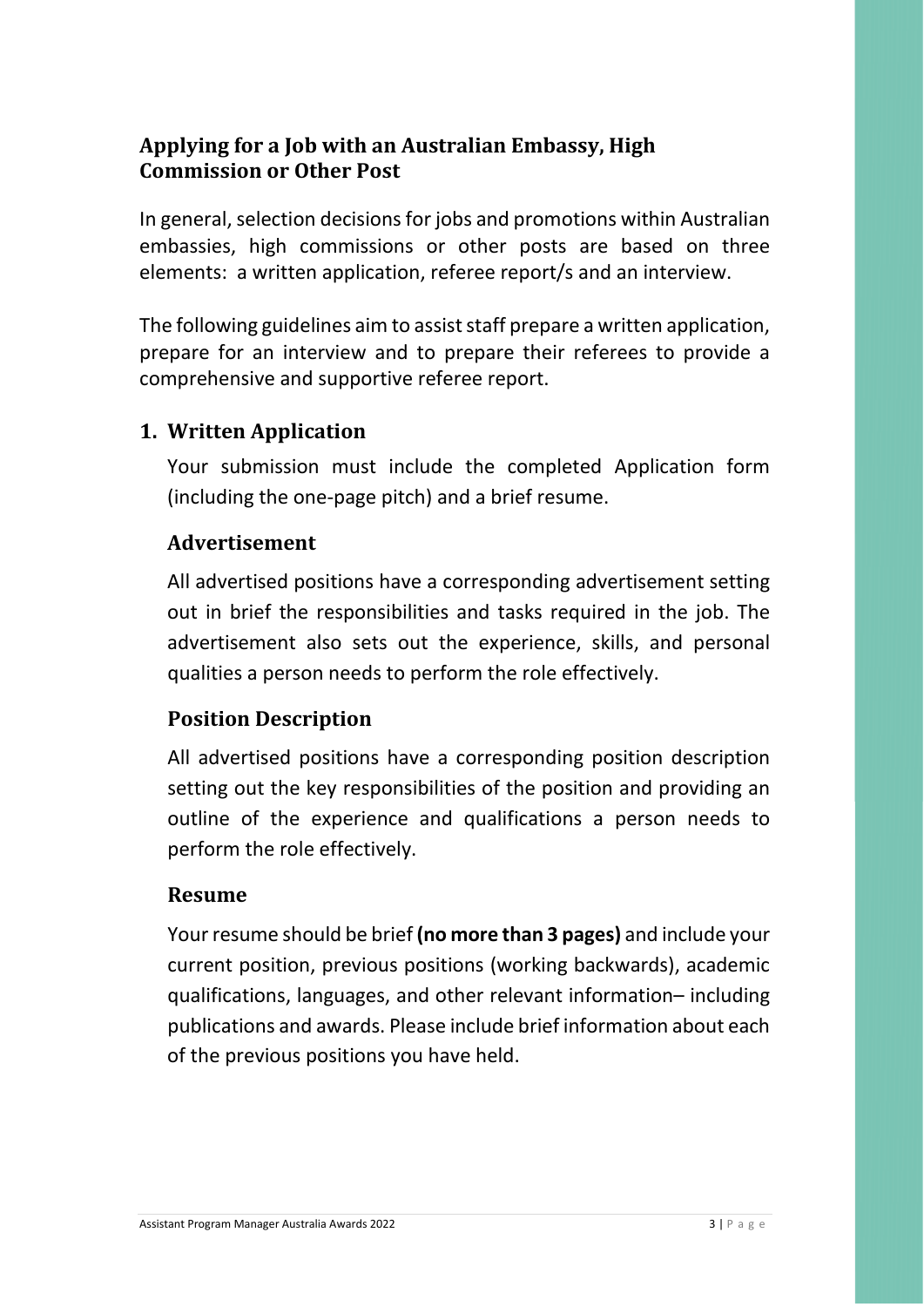## Applying for a Job with an Australian Embassy, High Commission or Other Post

In general, selection decisions for jobs and promotions within Australian embassies, high commissions or other posts are based on three elements: a written application, referee report/s and an interview.

The following guidelines aim to assist staff prepare a written application, prepare for an interview and to prepare their referees to provide a comprehensive and supportive referee report.

### 1. Written Application

Your submission must include the completed Application form (including the one-page pitch) and a brief resume.

#### Advertisement

All advertised positions have a corresponding advertisement setting out in brief the responsibilities and tasks required in the job. The advertisement also sets out the experience, skills, and personal qualities a person needs to perform the role effectively.

#### Position Description

All advertised positions have a corresponding position description setting out the key responsibilities of the position and providing an outline of the experience and qualifications a person needs to perform the role effectively.

#### Resume

Your resume should be brief **(no more than 3 pages)** and include your current position, previous positions (working backwards), academic qualifications, languages, and other relevant information– including publications and awards. Please include brief information about each of the previous positions you have held.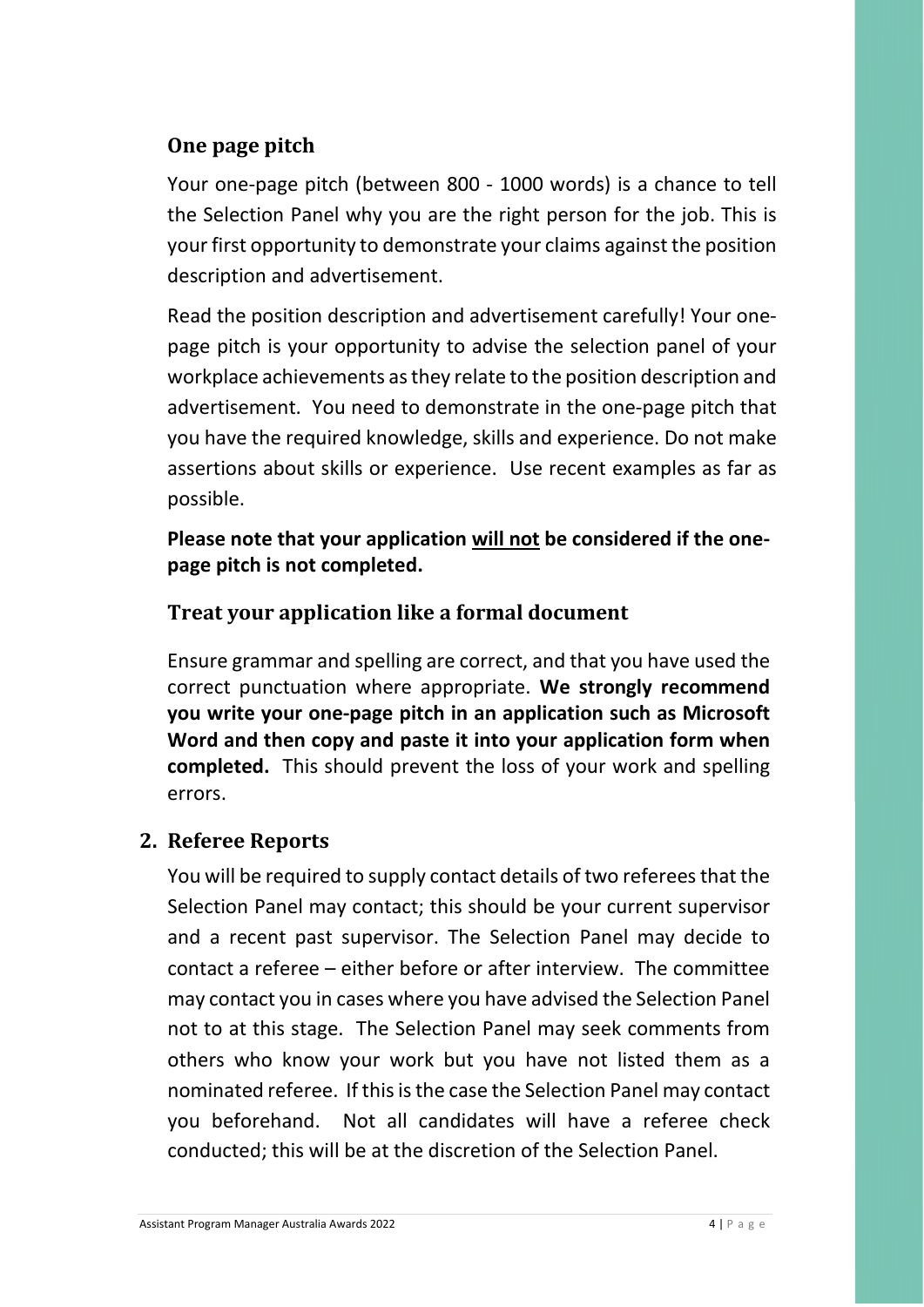### One page pitch

Your one-page pitch (between 800 - 1000 words) is a chance to tell the Selection Panel why you are the right person for the job. This is your first opportunity to demonstrate your claims against the position description and advertisement.

Read the position description and advertisement carefully! Your one-page pitch is your opportunity to advise the selection panel of your workplace achievements as they relate to the position description and advertisement. You need to demonstrate in the one-page pitch that you have the required knowledge, skills and experience. Do not make assertions about skills or experience. Use recent examples as far as possible.

**Please note that your application <u>will not</u> be considered if the one-page pitch is not completed.**

### Treat your application like a formal document

Ensure grammar and spelling are correct, and that you have used the correct punctuation where appropriate. **We strongly recommend you write your one-page pitch in an application such as Microsoft Word and then copy and paste it into your application form when completed.** This should prevent the loss of your work and spelling errors.

## 2. Referee Reports

You will be required to supply contact details of two referees that the Selection Panel may contact; this should be your current supervisor and a recent past supervisor. The Selection Panel may decide to contact a referee – either before or after interview. The committee may contact you in cases where you have advised the Selection Panel not to at this stage. The Selection Panel may seek comments from others who know your work but you have not listed them as a nominated referee. If this is the case the Selection Panel may contact you beforehand. Not all candidates will have a referee check conducted; this will be at the discretion of the Selection Panel.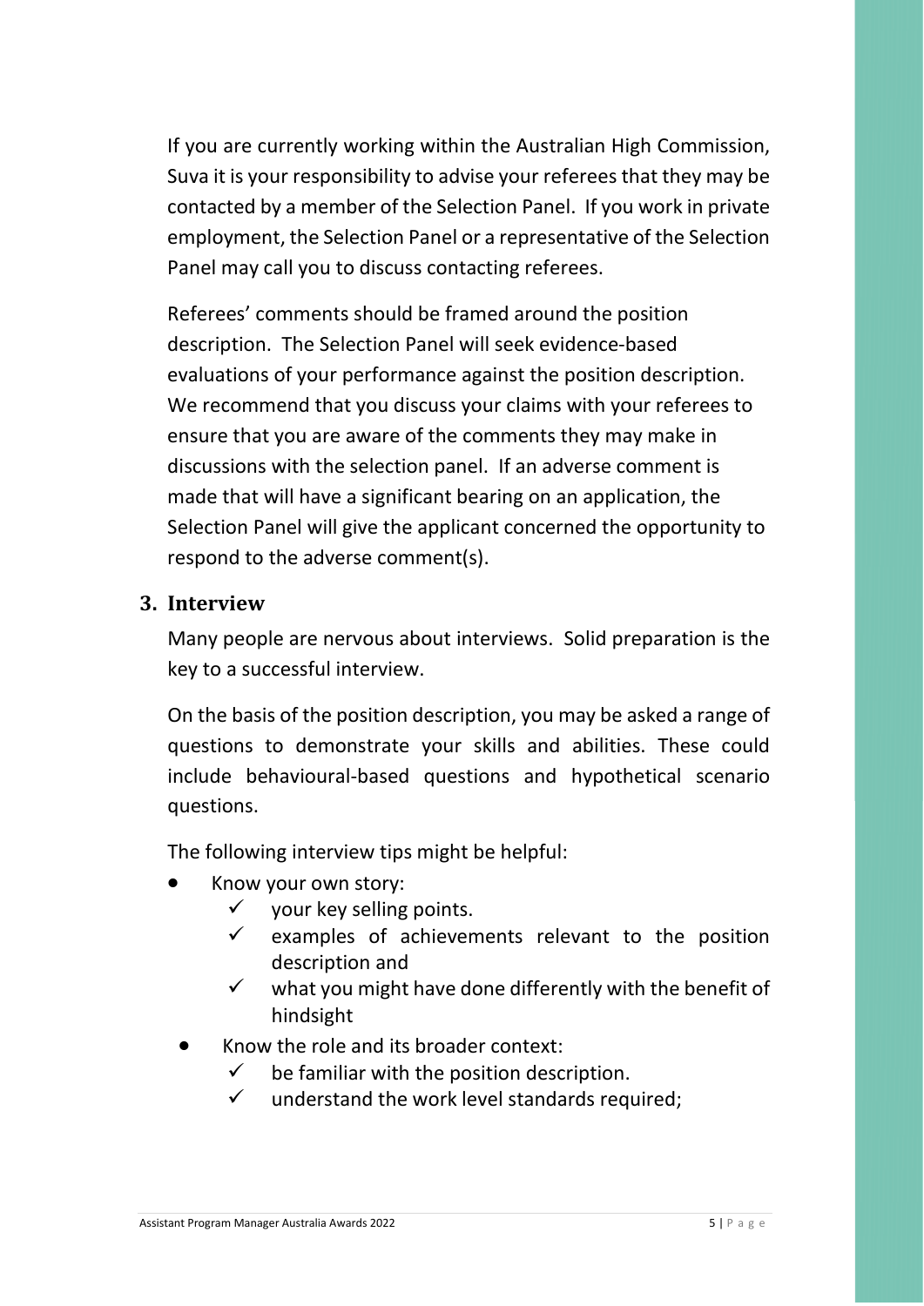If you are currently working within the Australian High Commission, Suva it is your responsibility to advise your referees that they may be contacted by a member of the Selection Panel. If you work in private employment, the Selection Panel or a representative of the Selection Panel may call you to discuss contacting referees.

Referees' comments should be framed around the position description. The Selection Panel will seek evidence-based evaluations of your performance against the position description. We recommend that you discuss your claims with your referees to ensure that you are aware of the comments they may make in discussions with the selection panel. If an adverse comment is made that will have a significant bearing on an application, the Selection Panel will give the applicant concerned the opportunity to respond to the adverse comment(s).

## 3. Interview

Many people are nervous about interviews. Solid preparation is the key to a successful interview.

On the basis of the position description, you may be asked a range of questions to demonstrate your skills and abilities. These could include behavioural-based questions and hypothetical scenario questions.

The following interview tips might be helpful:

- Know your own story:
  - ✓ your key selling points.
  - ✓ examples of achievements relevant to the position description and
  - ✓ what you might have done differently with the benefit of hindsight
- Know the role and its broader context:
  - ✓ be familiar with the position description.
  - ✓ understand the work level standards required;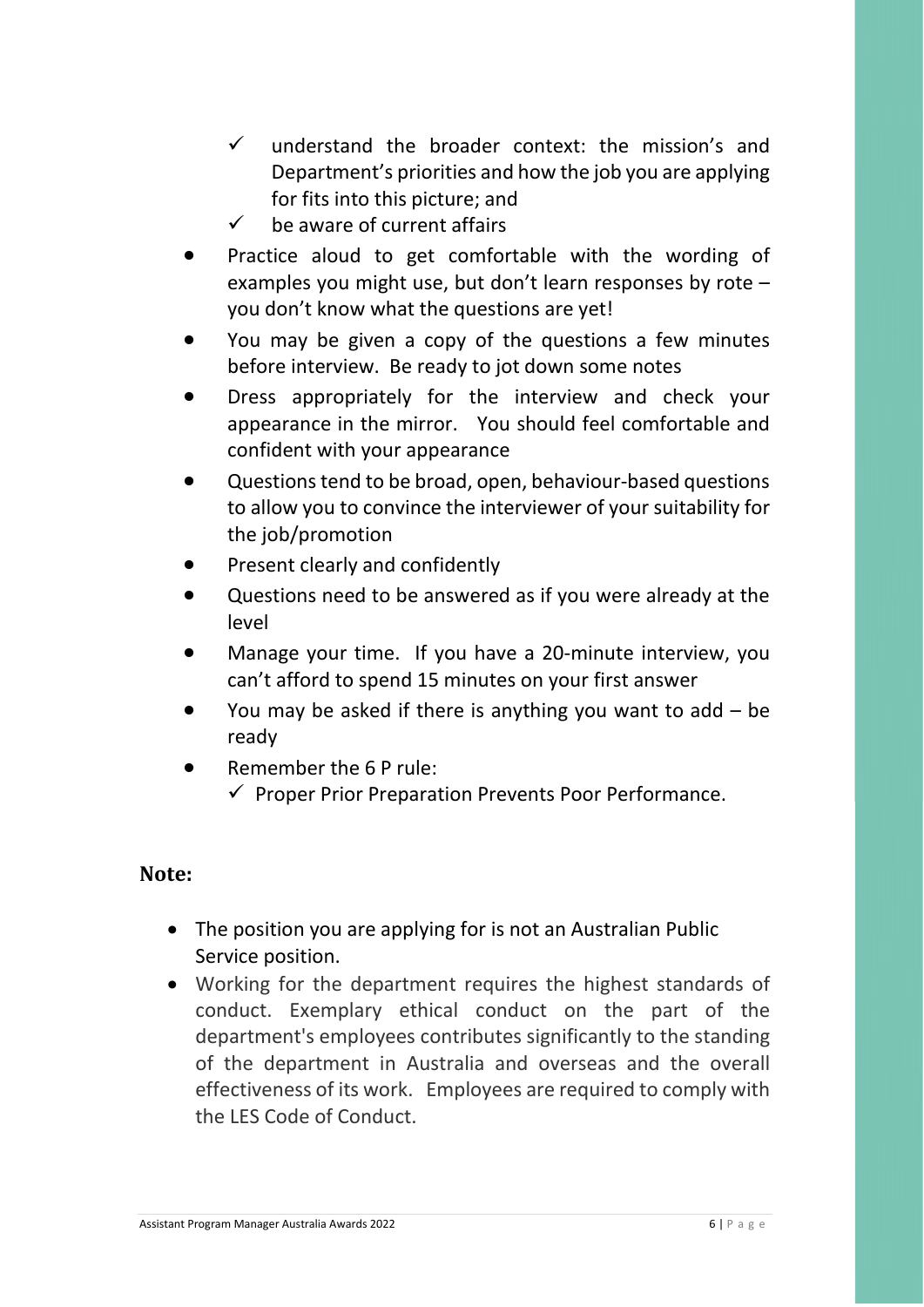- ✓ understand the broader context: the mission's and Department's priorities and how the job you are applying for fits into this picture; and
  - ✓ be aware of current affairs
- Practice aloud to get comfortable with the wording of examples you might use, but don't learn responses by rote – you don't know what the questions are yet!
- You may be given a copy of the questions a few minutes before interview. Be ready to jot down some notes
- Dress appropriately for the interview and check your appearance in the mirror. You should feel comfortable and confident with your appearance
- Questions tend to be broad, open, behaviour-based questions to allow you to convince the interviewer of your suitability for the job/promotion
- Present clearly and confidently
- Questions need to be answered as if you were already at the level
- Manage your time. If you have a 20-minute interview, you can't afford to spend 15 minutes on your first answer
- You may be asked if there is anything you want to add – be ready
- Remember the 6 P rule:
  - ✓ Proper Prior Preparation Prevents Poor Performance.

**Note:**

- The position you are applying for is not an Australian Public Service position.
- Working for the department requires the highest standards of conduct. Exemplary ethical conduct on the part of the department's employees contributes significantly to the standing of the department in Australia and overseas and the overall effectiveness of its work. Employees are required to comply with the LES Code of Conduct.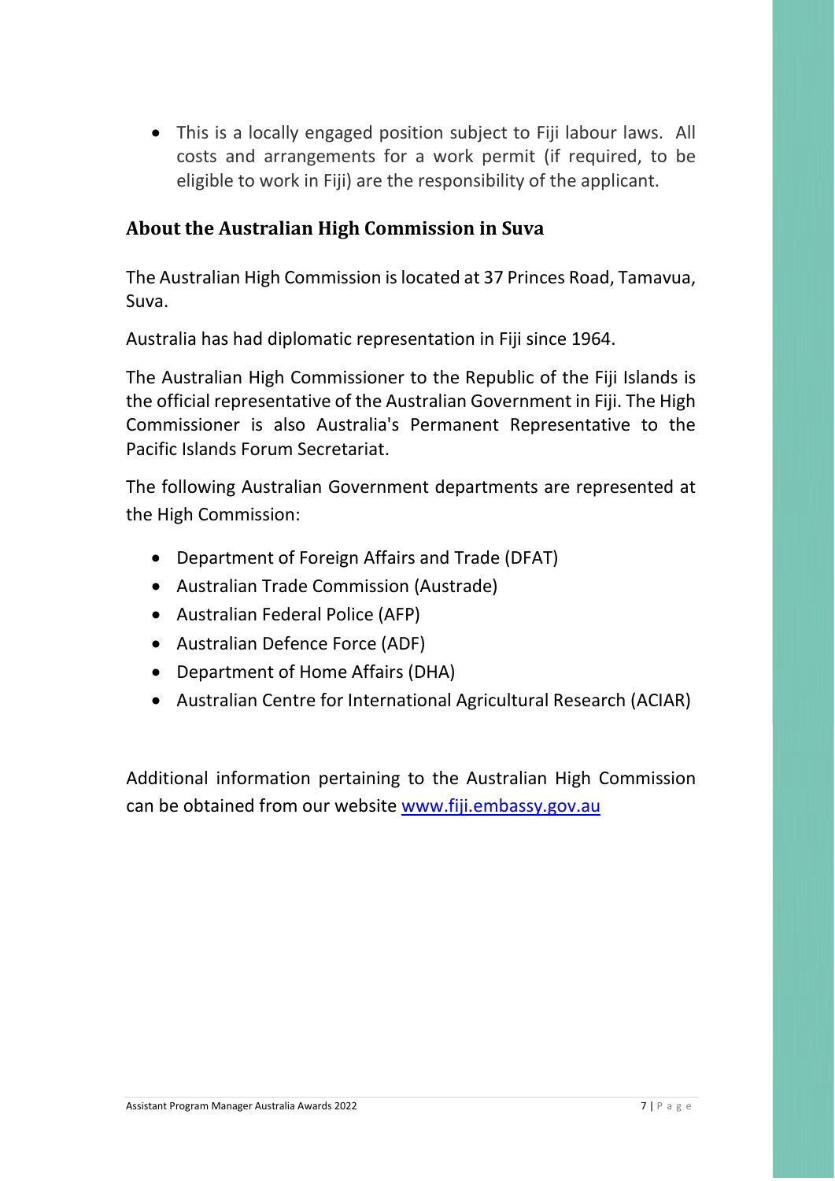- This is a locally engaged position subject to Fiji labour laws. All costs and arrangements for a work permit (if required, to be eligible to work in Fiji) are the responsibility of the applicant.

## About the Australian High Commission in Suva

The Australian High Commission is located at 37 Princes Road, Tamavua, Suva.

Australia has had diplomatic representation in Fiji since 1964.

The Australian High Commissioner to the Republic of the Fiji Islands is the official representative of the Australian Government in Fiji. The High Commissioner is also Australia's Permanent Representative to the Pacific Islands Forum Secretariat.

The following Australian Government departments are represented at the High Commission:

- Department of Foreign Affairs and Trade (DFAT)
- Australian Trade Commission (Austrade)
- Australian Federal Police (AFP)
- Australian Defence Force (ADF)
- Department of Home Affairs (DHA)
- Australian Centre for International Agricultural Research (ACIAR)

Additional information pertaining to the Australian High Commission can be obtained from our website [www.fiji.embassy.gov.au](http://www.fiji.embassy.gov.au)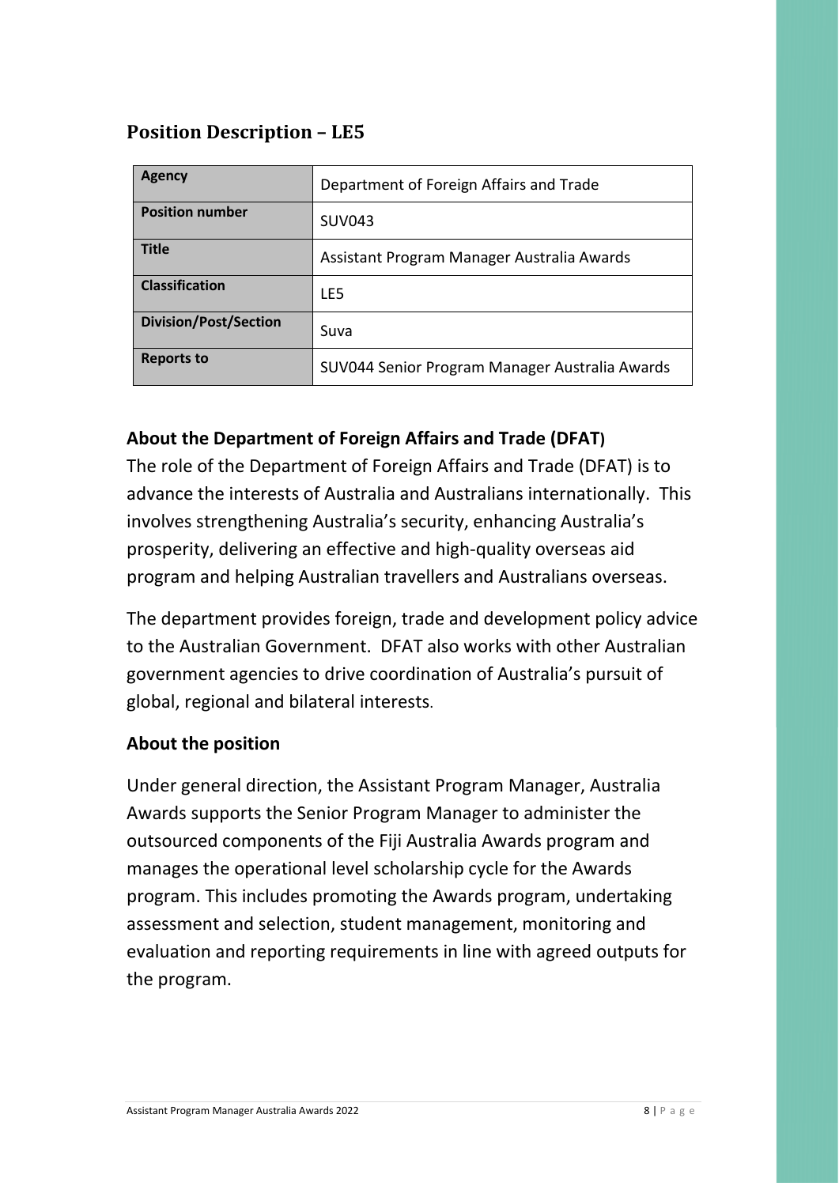## Position Description – LE5

| Agency | Department of Foreign Affairs and Trade |
|---|---|
| Position number | SUV043 |
| Title | Assistant Program Manager Australia Awards |
| Classification | LE5 |
| Division/Post/Section | Suva |
| Reports to | SUV044 Senior Program Manager Australia Awards |

### About the Department of Foreign Affairs and Trade (DFAT)

The role of the Department of Foreign Affairs and Trade (DFAT) is to advance the interests of Australia and Australians internationally. This involves strengthening Australia's security, enhancing Australia's prosperity, delivering an effective and high-quality overseas aid program and helping Australian travellers and Australians overseas.

The department provides foreign, trade and development policy advice to the Australian Government. DFAT also works with other Australian government agencies to drive coordination of Australia's pursuit of global, regional and bilateral interests.

### About the position

Under general direction, the Assistant Program Manager, Australia Awards supports the Senior Program Manager to administer the outsourced components of the Fiji Australia Awards program and manages the operational level scholarship cycle for the Awards program. This includes promoting the Awards program, undertaking assessment and selection, student management, monitoring and evaluation and reporting requirements in line with agreed outputs for the program.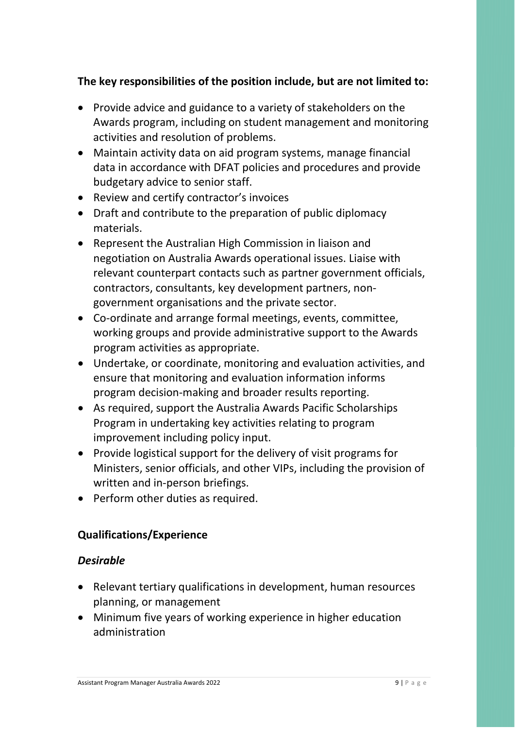**The key responsibilities of the position include, but are not limited to:**

- Provide advice and guidance to a variety of stakeholders on the Awards program, including on student management and monitoring activities and resolution of problems.
- Maintain activity data on aid program systems, manage financial data in accordance with DFAT policies and procedures and provide budgetary advice to senior staff.
- Review and certify contractor's invoices
- Draft and contribute to the preparation of public diplomacy materials.
- Represent the Australian High Commission in liaison and negotiation on Australia Awards operational issues. Liaise with relevant counterpart contacts such as partner government officials, contractors, consultants, key development partners, non-government organisations and the private sector.
- Co-ordinate and arrange formal meetings, events, committee, working groups and provide administrative support to the Awards program activities as appropriate.
- Undertake, or coordinate, monitoring and evaluation activities, and ensure that monitoring and evaluation information informs program decision-making and broader results reporting.
- As required, support the Australia Awards Pacific Scholarships Program in undertaking key activities relating to program improvement including policy input.
- Provide logistical support for the delivery of visit programs for Ministers, senior officials, and other VIPs, including the provision of written and in-person briefings.
- Perform other duties as required.

**Qualifications/Experience**

***Desirable***

- Relevant tertiary qualifications in development, human resources planning, or management
- Minimum five years of working experience in higher education administration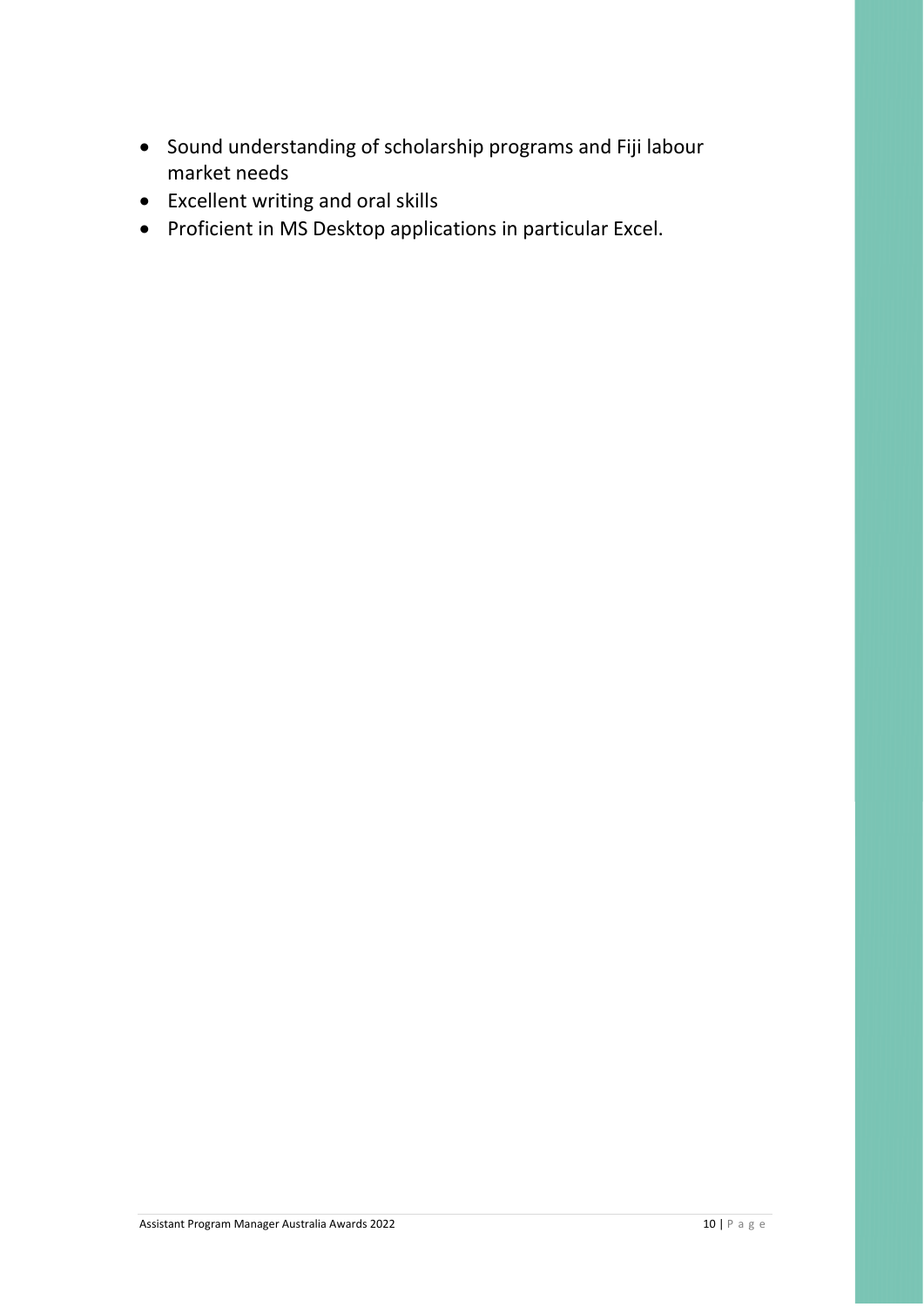- Sound understanding of scholarship programs and Fiji labour market needs
- Excellent writing and oral skills
- Proficient in MS Desktop applications in particular Excel.